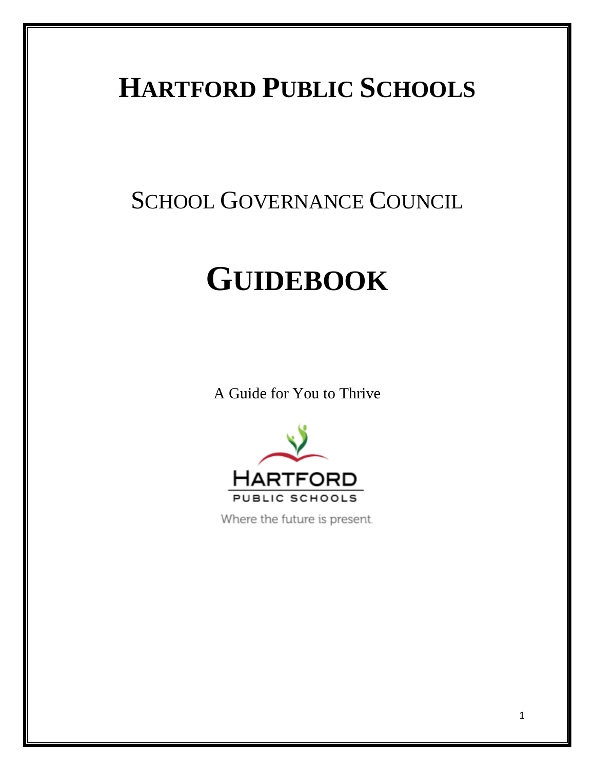# HARTFORD PUBLIC SCHOOLS

## SCHOOL GOVERNANCE COUNCIL

# GUIDEBOOK

A Guide for You to Thrive

HARTFORD PUBLIC SCHOOLS

Where the future is present.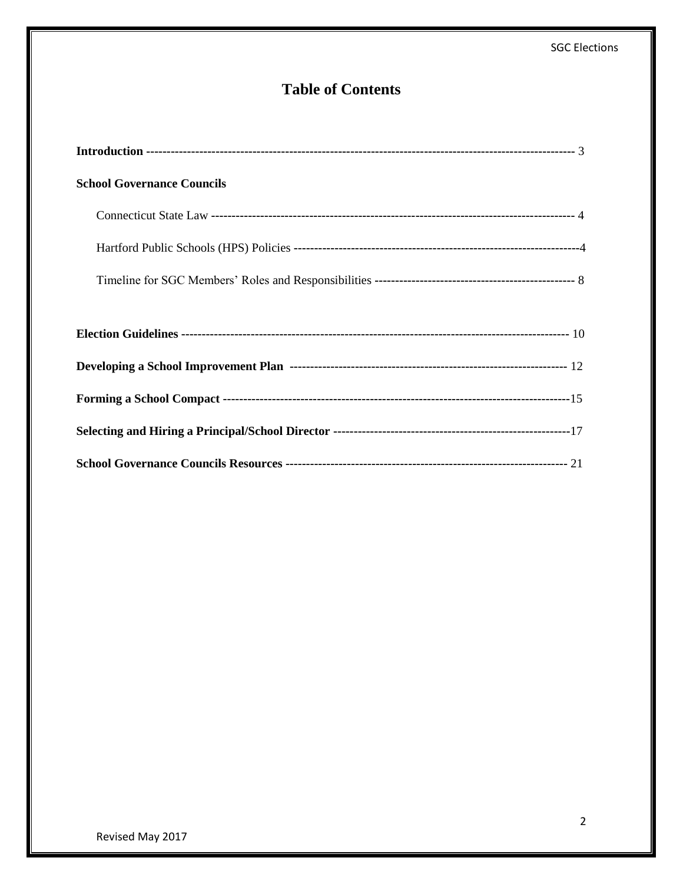# Table of Contents

**Introduction** ---------------------------------------------------------------------------------------------------- 3

**School Governance Councils**

Connecticut State Law ------------------------------------------------------------------------------------------ 4

Hartford Public Schools (HPS) Policies ---------------------------------------------------------------------4

Timeline for SGC Members' Roles and Responsibilities ------------------------------------------------- 8

**Election Guidelines** --------------------------------------------------------------------------------------------- 10

**Developing a School Improvement Plan** ------------------------------------------------------------------- 12

**Forming a School Compact** ------------------------------------------------------------------------------------15

**Selecting and Hiring a Principal/School Director** --------------------------------------------------------17

**School Governance Councils Resources** ------------------------------------------------------------------- 21

Revised May 2017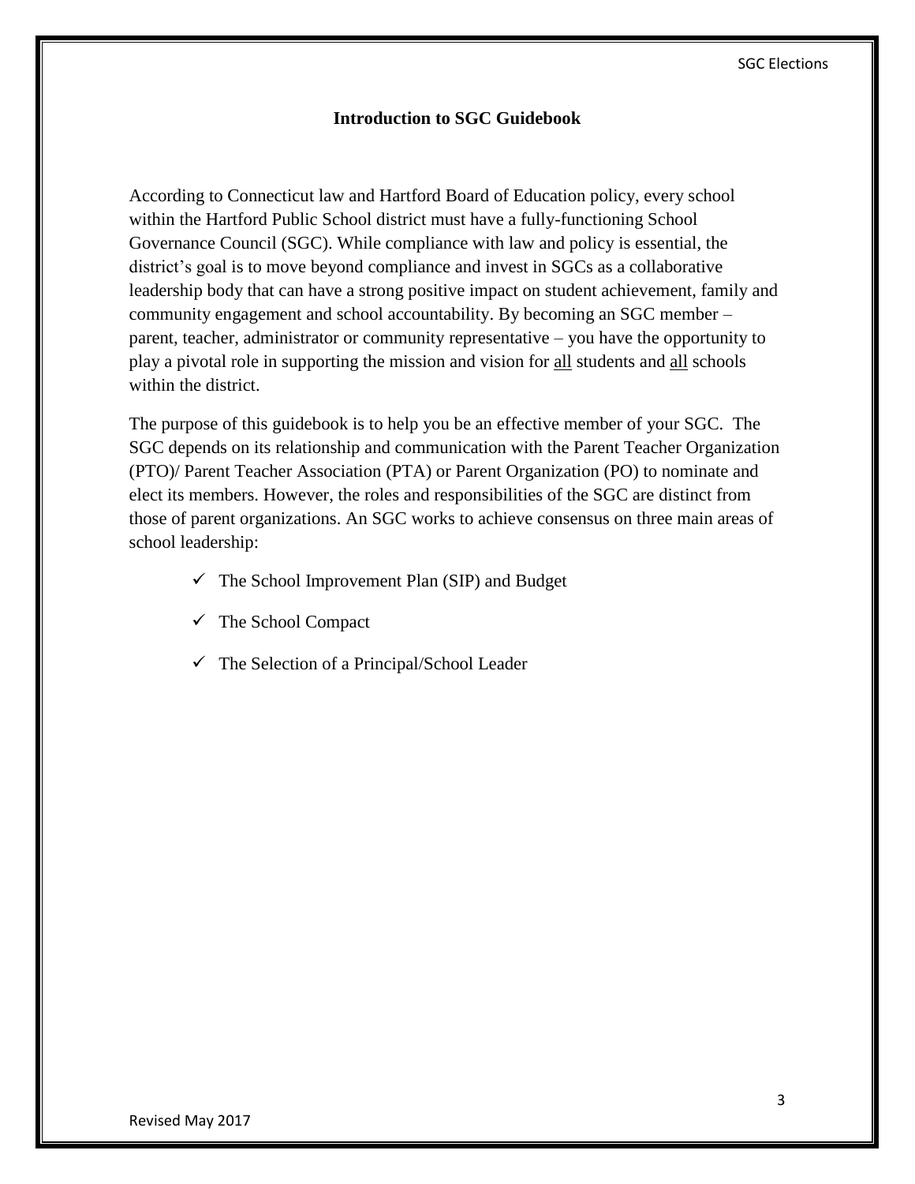## Introduction to SGC Guidebook

According to Connecticut law and Hartford Board of Education policy, every school within the Hartford Public School district must have a fully-functioning School Governance Council (SGC). While compliance with law and policy is essential, the district's goal is to move beyond compliance and invest in SGCs as a collaborative leadership body that can have a strong positive impact on student achievement, family and community engagement and school accountability. By becoming an SGC member – parent, teacher, administrator or community representative – you have the opportunity to play a pivotal role in supporting the mission and vision for <u>all</u> students and <u>all</u> schools within the district.

The purpose of this guidebook is to help you be an effective member of your SGC. The SGC depends on its relationship and communication with the Parent Teacher Organization (PTO)/ Parent Teacher Association (PTA) or Parent Organization (PO) to nominate and elect its members. However, the roles and responsibilities of the SGC are distinct from those of parent organizations. An SGC works to achieve consensus on three main areas of school leadership:

- ✓ The School Improvement Plan (SIP) and Budget
- ✓ The School Compact
- ✓ The Selection of a Principal/School Leader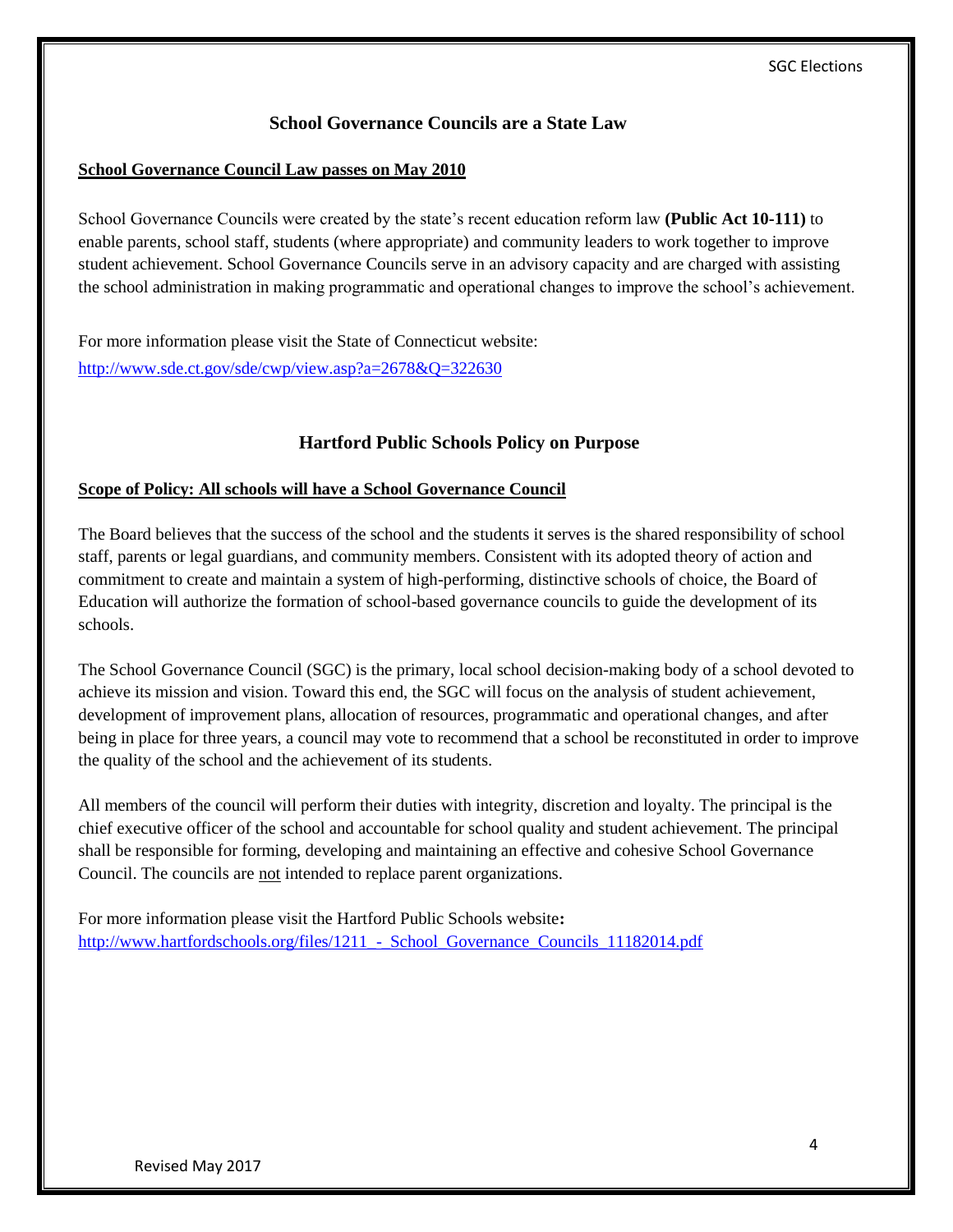## School Governance Councils are a State Law

**School Governance Council Law passes on May 2010**

School Governance Councils were created by the state's recent education reform law **(Public Act 10-111)** to enable parents, school staff, students (where appropriate) and community leaders to work together to improve student achievement. School Governance Councils serve in an advisory capacity and are charged with assisting the school administration in making programmatic and operational changes to improve the school's achievement.

For more information please visit the State of Connecticut website:
http://www.sde.ct.gov/sde/cwp/view.asp?a=2678&Q=322630

## Hartford Public Schools Policy on Purpose

**Scope of Policy: All schools will have a School Governance Council**

The Board believes that the success of the school and the students it serves is the shared responsibility of school staff, parents or legal guardians, and community members. Consistent with its adopted theory of action and commitment to create and maintain a system of high-performing, distinctive schools of choice, the Board of Education will authorize the formation of school-based governance councils to guide the development of its schools.

The School Governance Council (SGC) is the primary, local school decision-making body of a school devoted to achieve its mission and vision. Toward this end, the SGC will focus on the analysis of student achievement, development of improvement plans, allocation of resources, programmatic and operational changes, and after being in place for three years, a council may vote to recommend that a school be reconstituted in order to improve the quality of the school and the achievement of its students.

All members of the council will perform their duties with integrity, discretion and loyalty. The principal is the chief executive officer of the school and accountable for school quality and student achievement. The principal shall be responsible for forming, developing and maintaining an effective and cohesive School Governance Council. The councils are not intended to replace parent organizations.

For more information please visit the Hartford Public Schools website**:**
http://www.hartfordschools.org/files/1211_-_School_Governance_Councils_11182014.pdf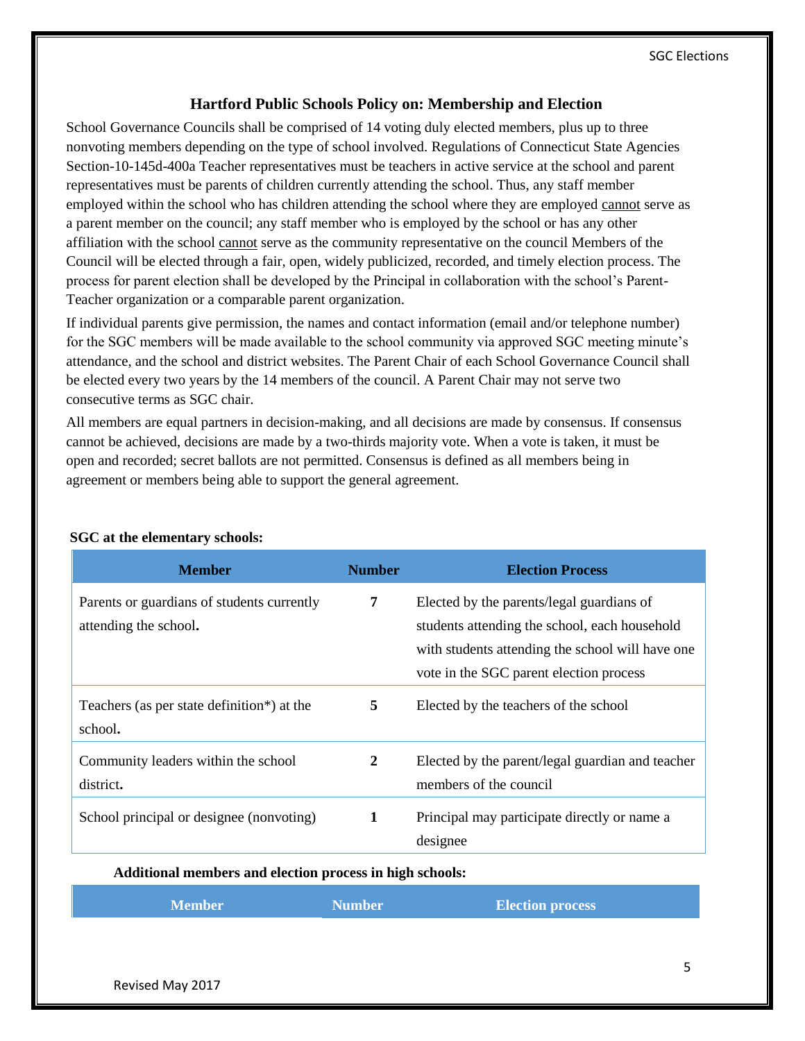## Hartford Public Schools Policy on: Membership and Election

School Governance Councils shall be comprised of 14 voting duly elected members, plus up to three nonvoting members depending on the type of school involved. Regulations of Connecticut State Agencies Section-10-145d-400a Teacher representatives must be teachers in active service at the school and parent representatives must be parents of children currently attending the school. Thus, any staff member employed within the school who has children attending the school where they are employed cannot serve as a parent member on the council; any staff member who is employed by the school or has any other affiliation with the school cannot serve as the community representative on the council Members of the Council will be elected through a fair, open, widely publicized, recorded, and timely election process. The process for parent election shall be developed by the Principal in collaboration with the school's Parent-Teacher organization or a comparable parent organization.

If individual parents give permission, the names and contact information (email and/or telephone number) for the SGC members will be made available to the school community via approved SGC meeting minute's attendance, and the school and district websites. The Parent Chair of each School Governance Council shall be elected every two years by the 14 members of the council. A Parent Chair may not serve two consecutive terms as SGC chair.

All members are equal partners in decision-making, and all decisions are made by consensus. If consensus cannot be achieved, decisions are made by a two-thirds majority vote. When a vote is taken, it must be open and recorded; secret ballots are not permitted. Consensus is defined as all members being in agreement or members being able to support the general agreement.

**SGC at the elementary schools:**

| Member | Number | Election Process |
|---|---|---|
| Parents or guardians of students currently attending the school. | 7 | Elected by the parents/legal guardians of students attending the school, each household with students attending the school will have one vote in the SGC parent election process |
| Teachers (as per state definition*) at the school. | 5 | Elected by the teachers of the school |
| Community leaders within the school district. | 2 | Elected by the parent/legal guardian and teacher members of the council |
| School principal or designee (nonvoting) | 1 | Principal may participate directly or name a designee |

**Additional members and election process in high schools:**

| Member | Number | Election process |
|---|---|---|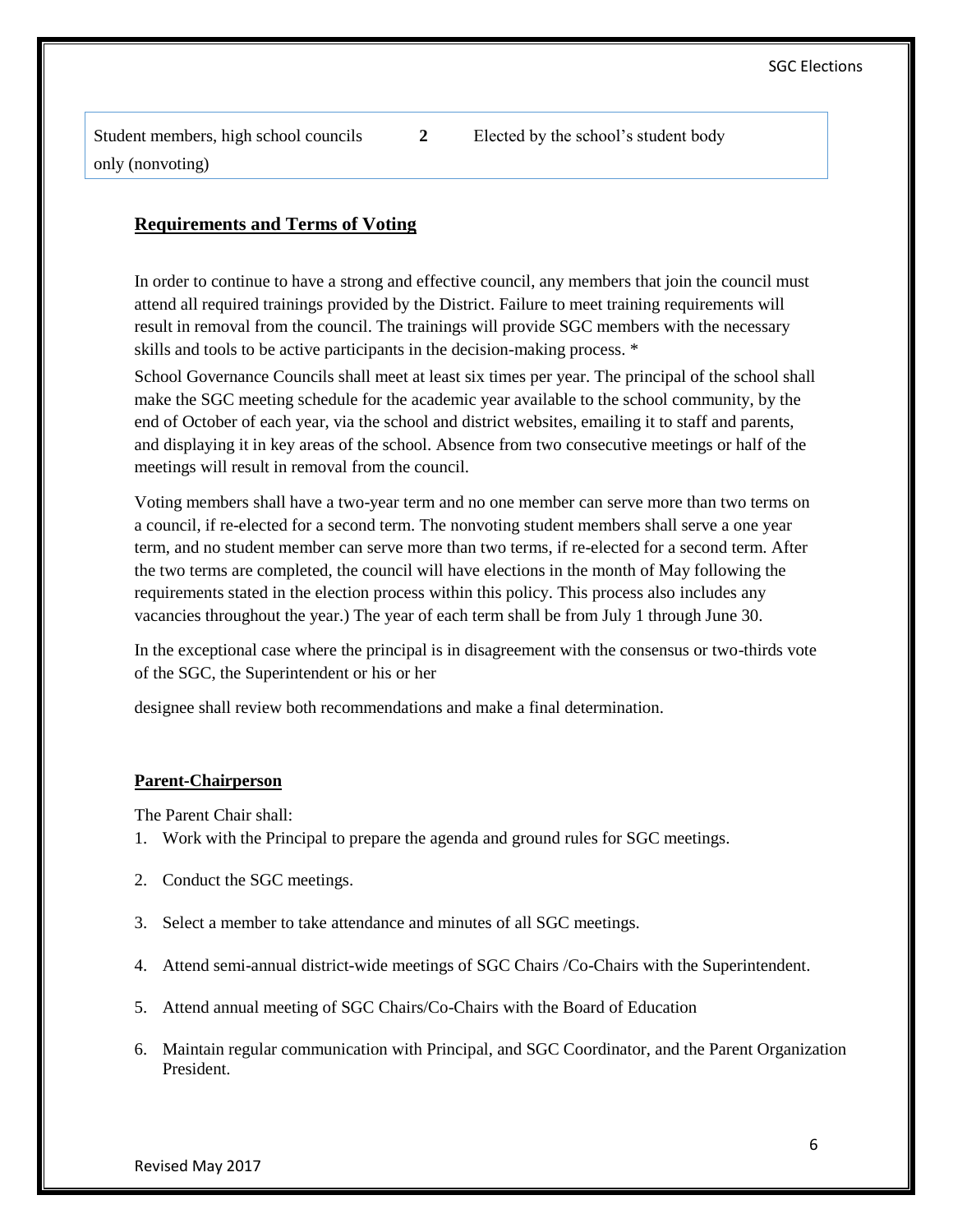| Student members, high school councils only (nonvoting) | **2** | Elected by the school's student body |
|---|---|---|

## Requirements and Terms of Voting

In order to continue to have a strong and effective council, any members that join the council must attend all required trainings provided by the District. Failure to meet training requirements will result in removal from the council. The trainings will provide SGC members with the necessary skills and tools to be active participants in the decision-making process. *

School Governance Councils shall meet at least six times per year. The principal of the school shall make the SGC meeting schedule for the academic year available to the school community, by the end of October of each year, via the school and district websites, emailing it to staff and parents, and displaying it in key areas of the school. Absence from two consecutive meetings or half of the meetings will result in removal from the council.

Voting members shall have a two-year term and no one member can serve more than two terms on a council, if re-elected for a second term. The nonvoting student members shall serve a one year term, and no student member can serve more than two terms, if re-elected for a second term. After the two terms are completed, the council will have elections in the month of May following the requirements stated in the election process within this policy. This process also includes any vacancies throughout the year.) The year of each term shall be from July 1 through June 30.

In the exceptional case where the principal is in disagreement with the consensus or two-thirds vote of the SGC, the Superintendent or his or her

designee shall review both recommendations and make a final determination.

### Parent-Chairperson

The Parent Chair shall:

1. Work with the Principal to prepare the agenda and ground rules for SGC meetings.
2. Conduct the SGC meetings.
3. Select a member to take attendance and minutes of all SGC meetings.
4. Attend semi-annual district-wide meetings of SGC Chairs /Co-Chairs with the Superintendent.
5. Attend annual meeting of SGC Chairs/Co-Chairs with the Board of Education
6. Maintain regular communication with Principal, and SGC Coordinator, and the Parent Organization President.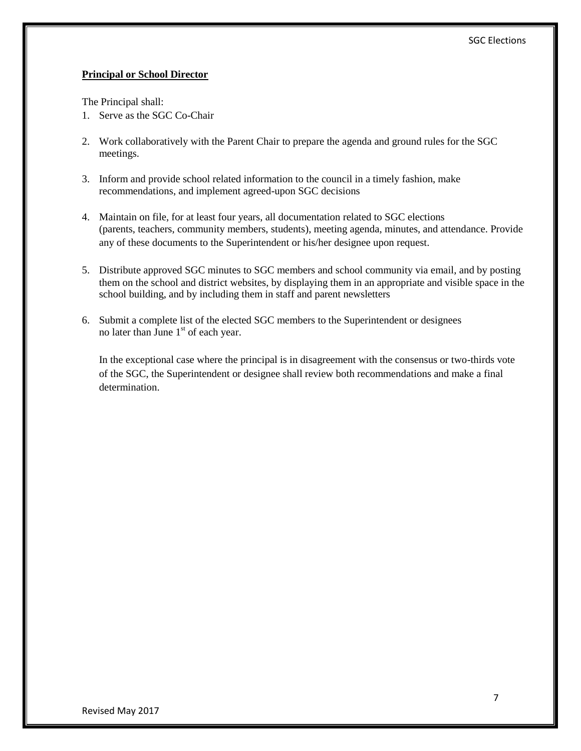**Principal or School Director**

The Principal shall:

1. Serve as the SGC Co-Chair

2. Work collaboratively with the Parent Chair to prepare the agenda and ground rules for the SGC meetings.

3. Inform and provide school related information to the council in a timely fashion, make recommendations, and implement agreed-upon SGC decisions

4. Maintain on file, for at least four years, all documentation related to SGC elections (parents, teachers, community members, students), meeting agenda, minutes, and attendance. Provide any of these documents to the Superintendent or his/her designee upon request.

5. Distribute approved SGC minutes to SGC members and school community via email, and by posting them on the school and district websites, by displaying them in an appropriate and visible space in the school building, and by including them in staff and parent newsletters

6. Submit a complete list of the elected SGC members to the Superintendent or designees no later than June 1st of each year.

   In the exceptional case where the principal is in disagreement with the consensus or two-thirds vote of the SGC, the Superintendent or designee shall review both recommendations and make a final determination.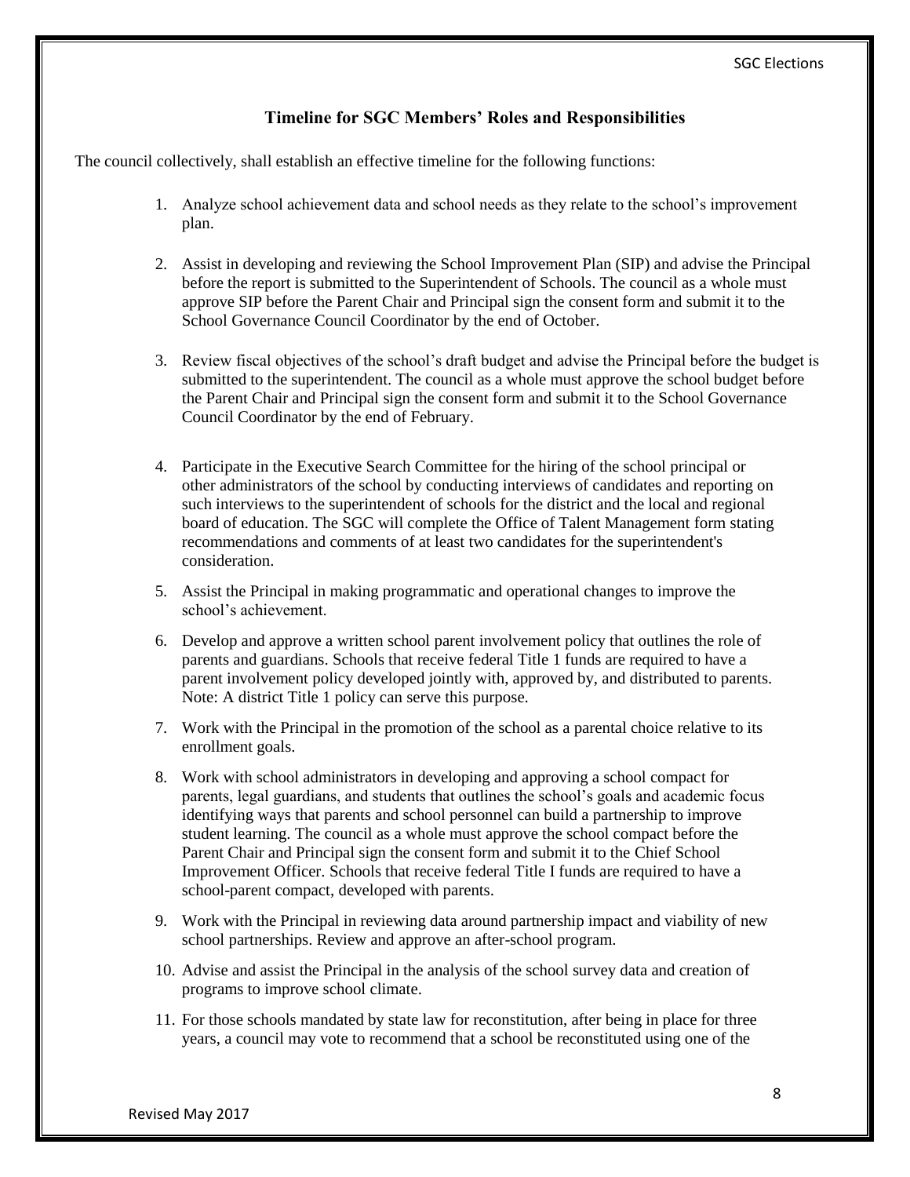### Timeline for SGC Members' Roles and Responsibilities

The council collectively, shall establish an effective timeline for the following functions:

1. Analyze school achievement data and school needs as they relate to the school's improvement plan.

2. Assist in developing and reviewing the School Improvement Plan (SIP) and advise the Principal before the report is submitted to the Superintendent of Schools. The council as a whole must approve SIP before the Parent Chair and Principal sign the consent form and submit it to the School Governance Council Coordinator by the end of October.

3. Review fiscal objectives of the school's draft budget and advise the Principal before the budget is submitted to the superintendent. The council as a whole must approve the school budget before the Parent Chair and Principal sign the consent form and submit it to the School Governance Council Coordinator by the end of February.

4. Participate in the Executive Search Committee for the hiring of the school principal or other administrators of the school by conducting interviews of candidates and reporting on such interviews to the superintendent of schools for the district and the local and regional board of education. The SGC will complete the Office of Talent Management form stating recommendations and comments of at least two candidates for the superintendent's consideration.

5. Assist the Principal in making programmatic and operational changes to improve the school's achievement.

6. Develop and approve a written school parent involvement policy that outlines the role of parents and guardians. Schools that receive federal Title 1 funds are required to have a parent involvement policy developed jointly with, approved by, and distributed to parents. Note: A district Title 1 policy can serve this purpose.

7. Work with the Principal in the promotion of the school as a parental choice relative to its enrollment goals.

8. Work with school administrators in developing and approving a school compact for parents, legal guardians, and students that outlines the school's goals and academic focus identifying ways that parents and school personnel can build a partnership to improve student learning. The council as a whole must approve the school compact before the Parent Chair and Principal sign the consent form and submit it to the Chief School Improvement Officer. Schools that receive federal Title I funds are required to have a school-parent compact, developed with parents.

9. Work with the Principal in reviewing data around partnership impact and viability of new school partnerships. Review and approve an after-school program.

10. Advise and assist the Principal in the analysis of the school survey data and creation of programs to improve school climate.

11. For those schools mandated by state law for reconstitution, after being in place for three years, a council may vote to recommend that a school be reconstituted using one of the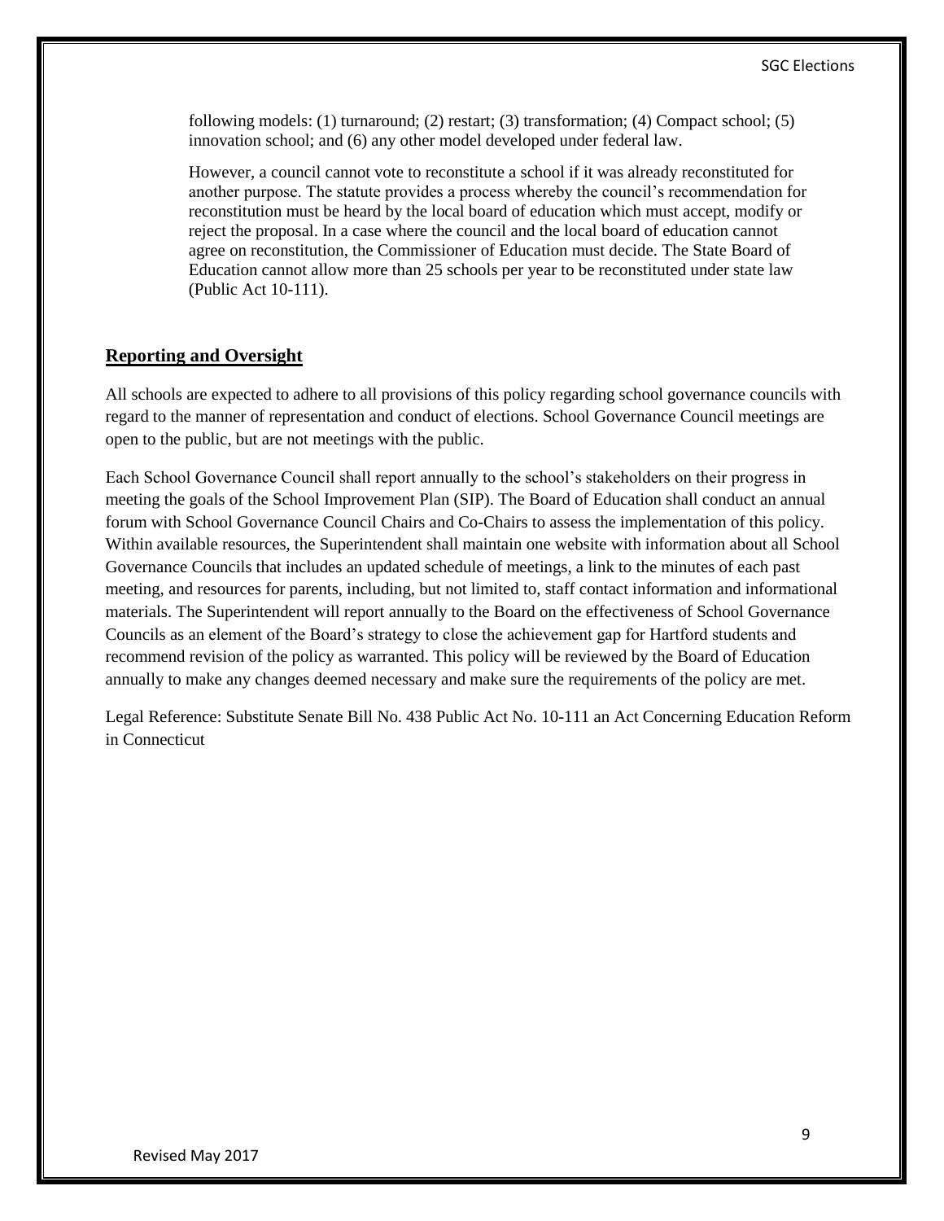following models: (1) turnaround; (2) restart; (3) transformation; (4) Compact school; (5) innovation school; and (6) any other model developed under federal law.

However, a council cannot vote to reconstitute a school if it was already reconstituted for another purpose. The statute provides a process whereby the council's recommendation for reconstitution must be heard by the local board of education which must accept, modify or reject the proposal. In a case where the council and the local board of education cannot agree on reconstitution, the Commissioner of Education must decide. The State Board of Education cannot allow more than 25 schools per year to be reconstituted under state law (Public Act 10-111).

## Reporting and Oversight

All schools are expected to adhere to all provisions of this policy regarding school governance councils with regard to the manner of representation and conduct of elections. School Governance Council meetings are open to the public, but are not meetings with the public.

Each School Governance Council shall report annually to the school's stakeholders on their progress in meeting the goals of the School Improvement Plan (SIP). The Board of Education shall conduct an annual forum with School Governance Council Chairs and Co-Chairs to assess the implementation of this policy. Within available resources, the Superintendent shall maintain one website with information about all School Governance Councils that includes an updated schedule of meetings, a link to the minutes of each past meeting, and resources for parents, including, but not limited to, staff contact information and informational materials. The Superintendent will report annually to the Board on the effectiveness of School Governance Councils as an element of the Board's strategy to close the achievement gap for Hartford students and recommend revision of the policy as warranted. This policy will be reviewed by the Board of Education annually to make any changes deemed necessary and make sure the requirements of the policy are met.

Legal Reference: Substitute Senate Bill No. 438 Public Act No. 10-111 an Act Concerning Education Reform in Connecticut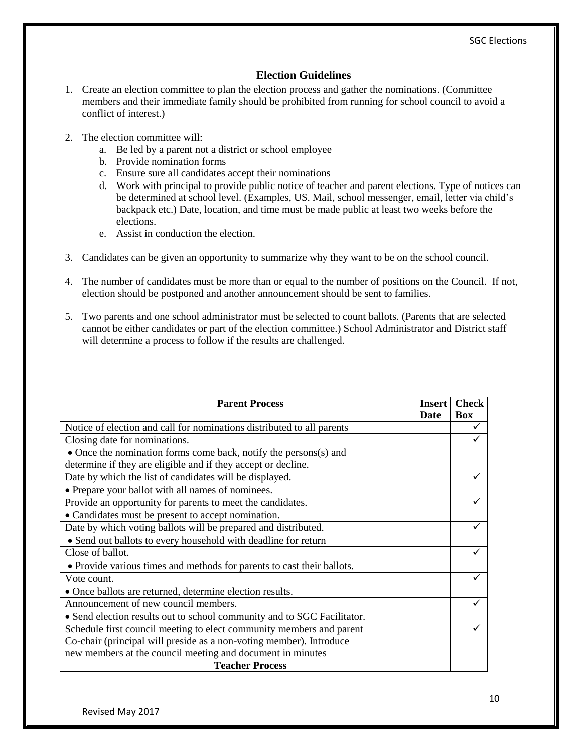## Election Guidelines

1. Create an election committee to plan the election process and gather the nominations. (Committee members and their immediate family should be prohibited from running for school council to avoid a conflict of interest.)

2. The election committee will:
   a. Be led by a parent <u>not</u> a district or school employee
   b. Provide nomination forms
   c. Ensure sure all candidates accept their nominations
   d. Work with principal to provide public notice of teacher and parent elections. Type of notices can be determined at school level. (Examples, US. Mail, school messenger, email, letter via child's backpack etc.) Date, location, and time must be made public at least two weeks before the elections.
   e. Assist in conduction the election.

3. Candidates can be given an opportunity to summarize why they want to be on the school council.

4. The number of candidates must be more than or equal to the number of positions on the Council. If not, election should be postponed and another announcement should be sent to families.

5. Two parents and one school administrator must be selected to count ballots. (Parents that are selected cannot be either candidates or part of the election committee.) School Administrator and District staff will determine a process to follow if the results are challenged.

| **Parent Process** | **Insert Date** | **Check Box** |
|---|---|---|
| Notice of election and call for nominations distributed to all parents | | ✓ |
| Closing date for nominations.<br>• Once the nomination forms come back, notify the persons(s) and determine if they are eligible and if they accept or decline. | | ✓ |
| Date by which the list of candidates will be displayed.<br>• Prepare your ballot with all names of nominees. | | ✓ |
| Provide an opportunity for parents to meet the candidates.<br>• Candidates must be present to accept nomination. | | ✓ |
| Date by which voting ballots will be prepared and distributed.<br>• Send out ballots to every household with deadline for return | | ✓ |
| Close of ballot.<br>• Provide various times and methods for parents to cast their ballots. | | ✓ |
| Vote count.<br>• Once ballots are returned, determine election results. | | ✓ |
| Announcement of new council members.<br>• Send election results out to school community and to SGC Facilitator. | | ✓ |
| Schedule first council meeting to elect community members and parent Co-chair (principal will preside as a non-voting member). Introduce new members at the council meeting and document in minutes | | ✓ |
| **Teacher Process** | | |

Revised May 2017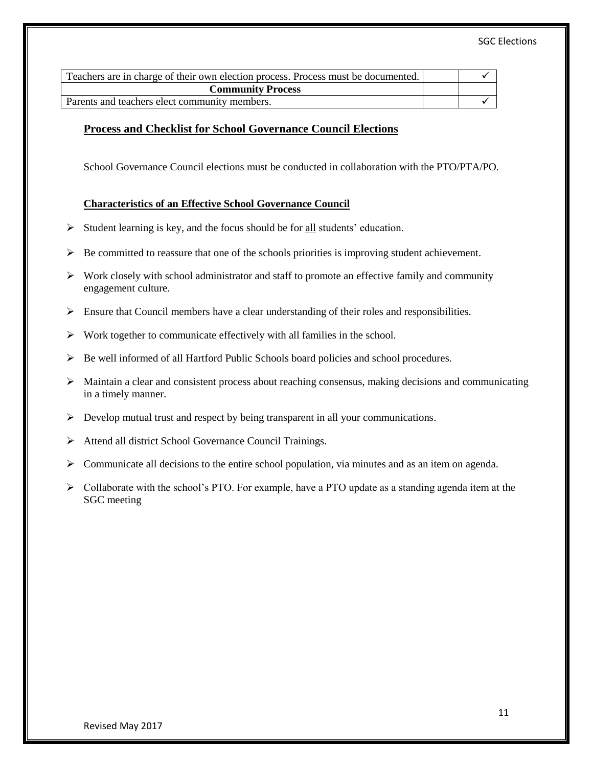| | | |
|---|---|---|
| Teachers are in charge of their own election process. Process must be documented. | | ✓ |
| **Community Process** | | |
| Parents and teachers elect community members. | | ✓ |

## Process and Checklist for School Governance Council Elections

School Governance Council elections must be conducted in collaboration with the PTO/PTA/PO.

### Characteristics of an Effective School Governance Council

- Student learning is key, and the focus should be for all students' education.
- Be committed to reassure that one of the schools priorities is improving student achievement.
- Work closely with school administrator and staff to promote an effective family and community engagement culture.
- Ensure that Council members have a clear understanding of their roles and responsibilities.
- Work together to communicate effectively with all families in the school.
- Be well informed of all Hartford Public Schools board policies and school procedures.
- Maintain a clear and consistent process about reaching consensus, making decisions and communicating in a timely manner.
- Develop mutual trust and respect by being transparent in all your communications.
- Attend all district School Governance Council Trainings.
- Communicate all decisions to the entire school population, via minutes and as an item on agenda.
- Collaborate with the school's PTO. For example, have a PTO update as a standing agenda item at the SGC meeting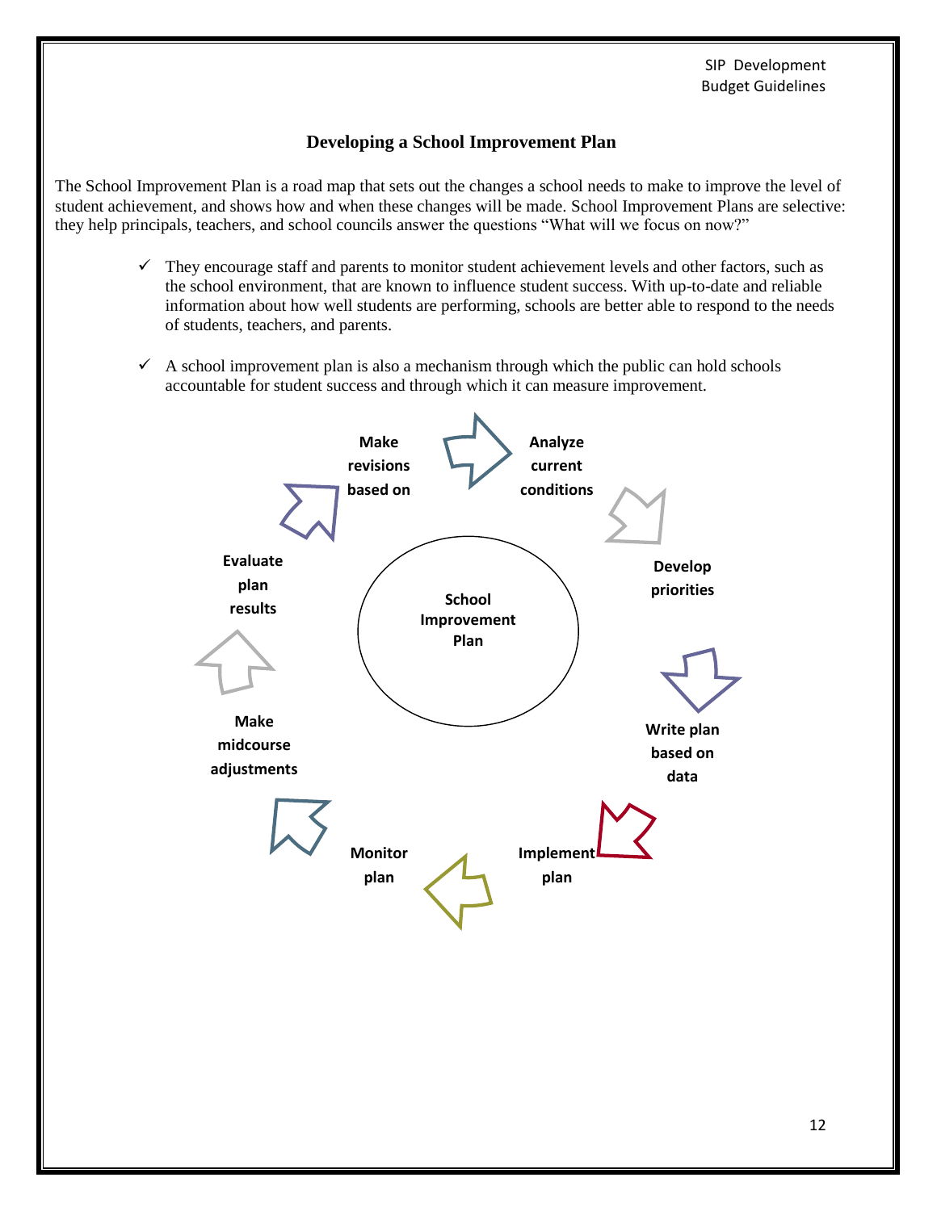# Developing a School Improvement Plan

The School Improvement Plan is a road map that sets out the changes a school needs to make to improve the level of student achievement, and shows how and when these changes will be made. School Improvement Plans are selective: they help principals, teachers, and school councils answer the questions "What will we focus on now?"

- ✓ They encourage staff and parents to monitor student achievement levels and other factors, such as the school environment, that are known to influence student success. With up-to-date and reliable information about how well students are performing, schools are better able to respond to the needs of students, teachers, and parents.

- ✓ A school improvement plan is also a mechanism through which the public can hold schools accountable for student success and through which it can measure improvement.

**School Improvement Plan**

- **Analyze current conditions**
- **Develop priorities**
- **Write plan based on data**
- **Implement plan**
- **Monitor plan**
- **Make midcourse adjustments**
- **Evaluate plan results**
- **Make revisions based on**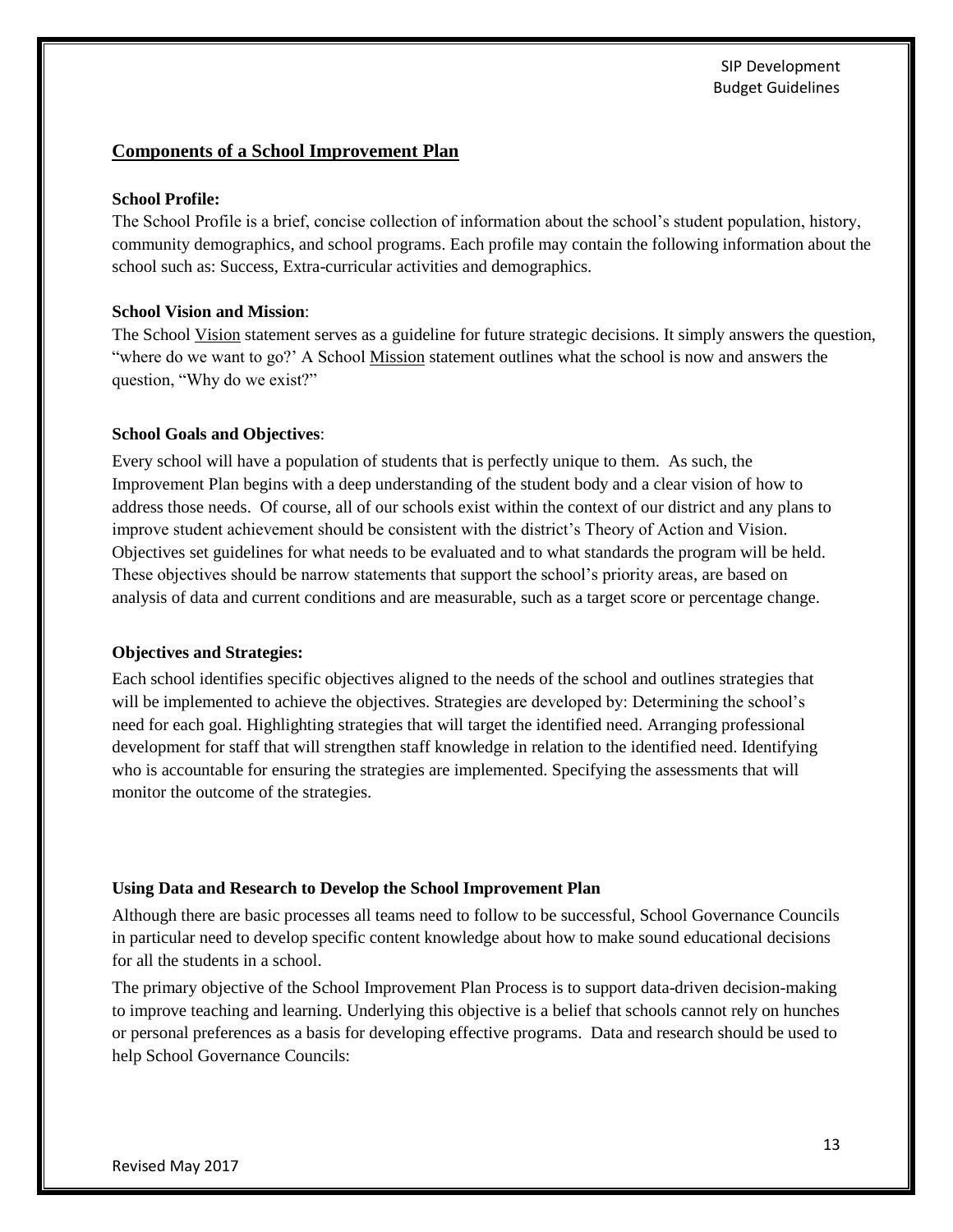## Components of a School Improvement Plan

**School Profile:**

The School Profile is a brief, concise collection of information about the school's student population, history, community demographics, and school programs. Each profile may contain the following information about the school such as: Success, Extra-curricular activities and demographics.

**School Vision and Mission**:

The School Vision statement serves as a guideline for future strategic decisions. It simply answers the question, "where do we want to go?' A School Mission statement outlines what the school is now and answers the question, "Why do we exist?"

**School Goals and Objectives**:

Every school will have a population of students that is perfectly unique to them. As such, the Improvement Plan begins with a deep understanding of the student body and a clear vision of how to address those needs. Of course, all of our schools exist within the context of our district and any plans to improve student achievement should be consistent with the district's Theory of Action and Vision. Objectives set guidelines for what needs to be evaluated and to what standards the program will be held. These objectives should be narrow statements that support the school's priority areas, are based on analysis of data and current conditions and are measurable, such as a target score or percentage change.

**Objectives and Strategies:**

Each school identifies specific objectives aligned to the needs of the school and outlines strategies that will be implemented to achieve the objectives. Strategies are developed by: Determining the school's need for each goal. Highlighting strategies that will target the identified need. Arranging professional development for staff that will strengthen staff knowledge in relation to the identified need. Identifying who is accountable for ensuring the strategies are implemented. Specifying the assessments that will monitor the outcome of the strategies.

**Using Data and Research to Develop the School Improvement Plan**

Although there are basic processes all teams need to follow to be successful, School Governance Councils in particular need to develop specific content knowledge about how to make sound educational decisions for all the students in a school.

The primary objective of the School Improvement Plan Process is to support data-driven decision-making to improve teaching and learning. Underlying this objective is a belief that schools cannot rely on hunches or personal preferences as a basis for developing effective programs. Data and research should be used to help School Governance Councils: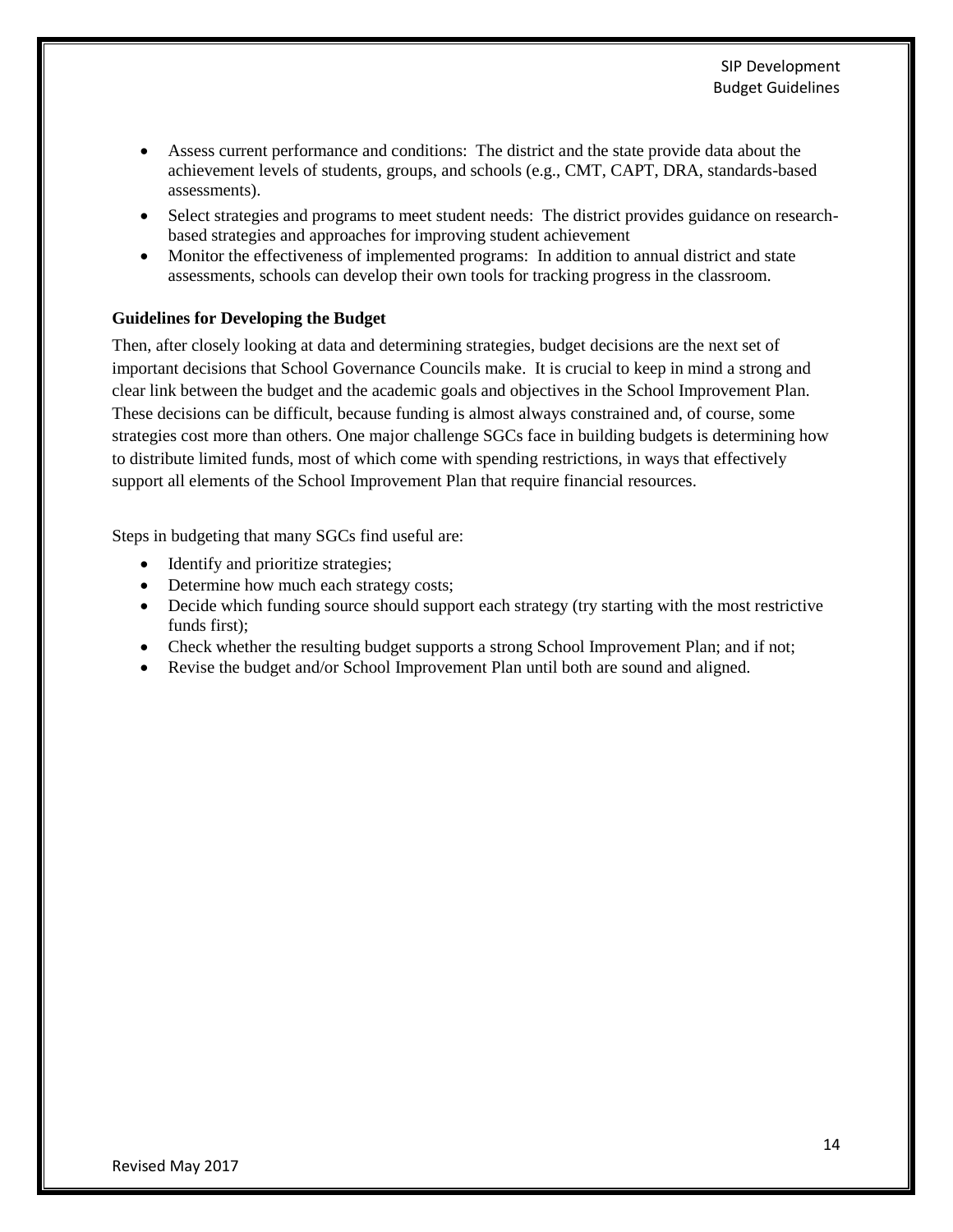- Assess current performance and conditions: The district and the state provide data about the achievement levels of students, groups, and schools (e.g., CMT, CAPT, DRA, standards-based assessments).
- Select strategies and programs to meet student needs: The district provides guidance on research-based strategies and approaches for improving student achievement
- Monitor the effectiveness of implemented programs: In addition to annual district and state assessments, schools can develop their own tools for tracking progress in the classroom.

**Guidelines for Developing the Budget**

Then, after closely looking at data and determining strategies, budget decisions are the next set of important decisions that School Governance Councils make. It is crucial to keep in mind a strong and clear link between the budget and the academic goals and objectives in the School Improvement Plan. These decisions can be difficult, because funding is almost always constrained and, of course, some strategies cost more than others. One major challenge SGCs face in building budgets is determining how to distribute limited funds, most of which come with spending restrictions, in ways that effectively support all elements of the School Improvement Plan that require financial resources.

Steps in budgeting that many SGCs find useful are:

- Identify and prioritize strategies;
- Determine how much each strategy costs;
- Decide which funding source should support each strategy (try starting with the most restrictive funds first);
- Check whether the resulting budget supports a strong School Improvement Plan; and if not;
- Revise the budget and/or School Improvement Plan until both are sound and aligned.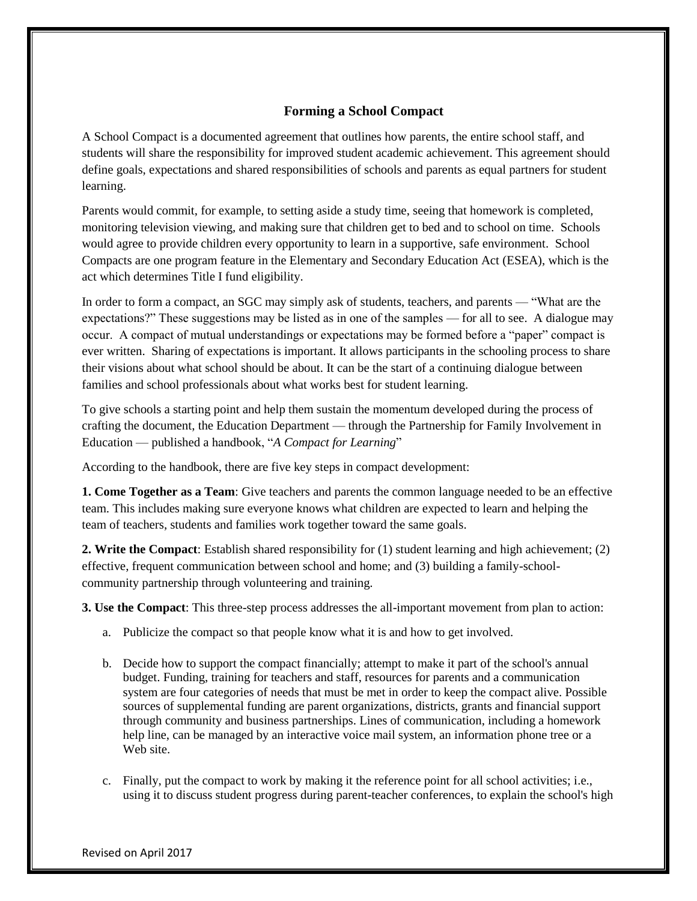## Forming a School Compact

A School Compact is a documented agreement that outlines how parents, the entire school staff, and students will share the responsibility for improved student academic achievement. This agreement should define goals, expectations and shared responsibilities of schools and parents as equal partners for student learning.

Parents would commit, for example, to setting aside a study time, seeing that homework is completed, monitoring television viewing, and making sure that children get to bed and to school on time. Schools would agree to provide children every opportunity to learn in a supportive, safe environment. School Compacts are one program feature in the Elementary and Secondary Education Act (ESEA), which is the act which determines Title I fund eligibility.

In order to form a compact, an SGC may simply ask of students, teachers, and parents — "What are the expectations?" These suggestions may be listed as in one of the samples — for all to see. A dialogue may occur. A compact of mutual understandings or expectations may be formed before a "paper" compact is ever written. Sharing of expectations is important. It allows participants in the schooling process to share their visions about what school should be about. It can be the start of a continuing dialogue between families and school professionals about what works best for student learning.

To give schools a starting point and help them sustain the momentum developed during the process of crafting the document, the Education Department — through the Partnership for Family Involvement in Education — published a handbook, "*A Compact for Learning*"

According to the handbook, there are five key steps in compact development:

**1. Come Together as a Team**: Give teachers and parents the common language needed to be an effective team. This includes making sure everyone knows what children are expected to learn and helping the team of teachers, students and families work together toward the same goals.

**2. Write the Compact**: Establish shared responsibility for (1) student learning and high achievement; (2) effective, frequent communication between school and home; and (3) building a family-school-community partnership through volunteering and training.

**3. Use the Compact**: This three-step process addresses the all-important movement from plan to action:

a. Publicize the compact so that people know what it is and how to get involved.

b. Decide how to support the compact financially; attempt to make it part of the school's annual budget. Funding, training for teachers and staff, resources for parents and a communication system are four categories of needs that must be met in order to keep the compact alive. Possible sources of supplemental funding are parent organizations, districts, grants and financial support through community and business partnerships. Lines of communication, including a homework help line, can be managed by an interactive voice mail system, an information phone tree or a Web site.

c. Finally, put the compact to work by making it the reference point for all school activities; i.e., using it to discuss student progress during parent-teacher conferences, to explain the school's high

Revised on April 2017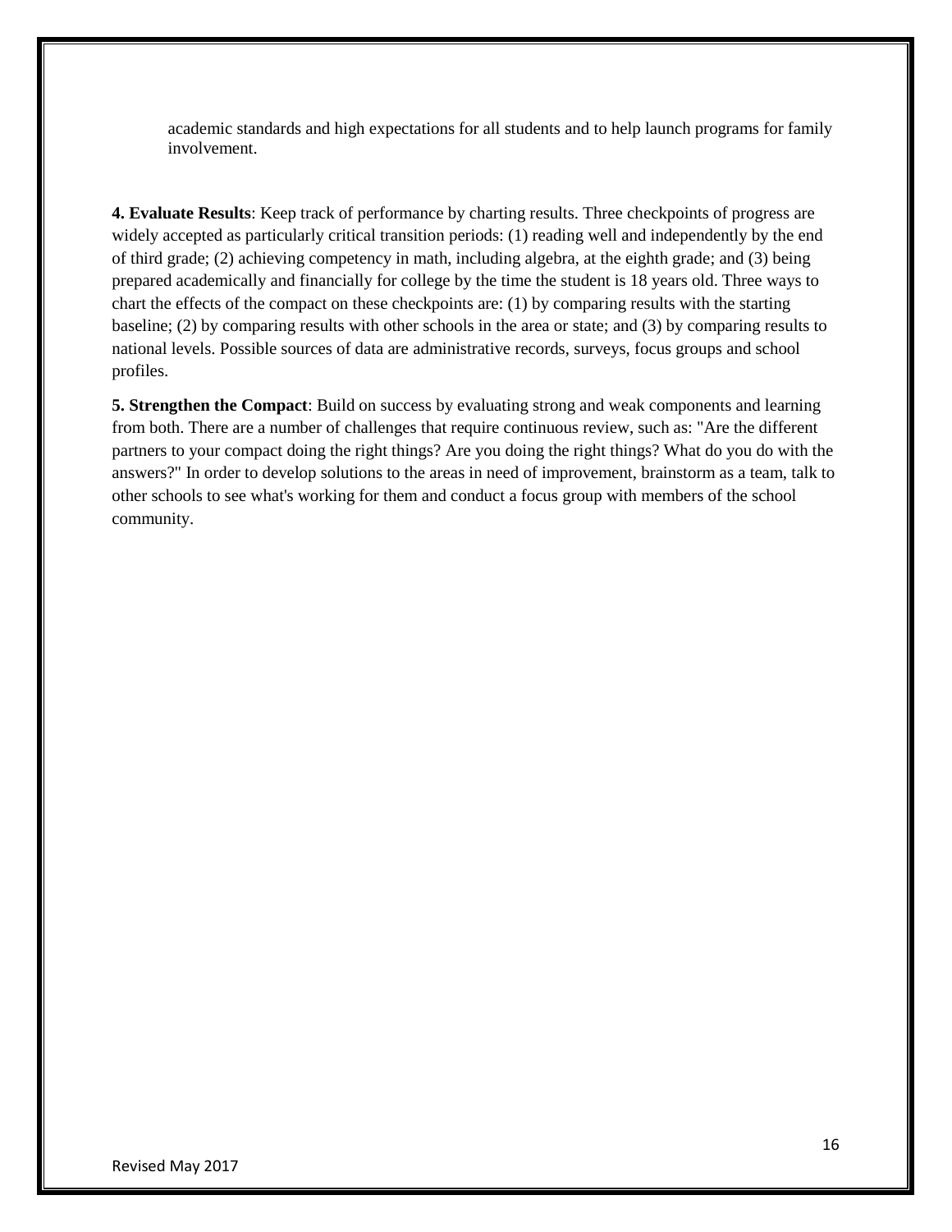academic standards and high expectations for all students and to help launch programs for family involvement.

**4. Evaluate Results**: Keep track of performance by charting results. Three checkpoints of progress are widely accepted as particularly critical transition periods: (1) reading well and independently by the end of third grade; (2) achieving competency in math, including algebra, at the eighth grade; and (3) being prepared academically and financially for college by the time the student is 18 years old. Three ways to chart the effects of the compact on these checkpoints are: (1) by comparing results with the starting baseline; (2) by comparing results with other schools in the area or state; and (3) by comparing results to national levels. Possible sources of data are administrative records, surveys, focus groups and school profiles.

**5. Strengthen the Compact**: Build on success by evaluating strong and weak components and learning from both. There are a number of challenges that require continuous review, such as: "Are the different partners to your compact doing the right things? Are you doing the right things? What do you do with the answers?" In order to develop solutions to the areas in need of improvement, brainstorm as a team, talk to other schools to see what's working for them and conduct a focus group with members of the school community.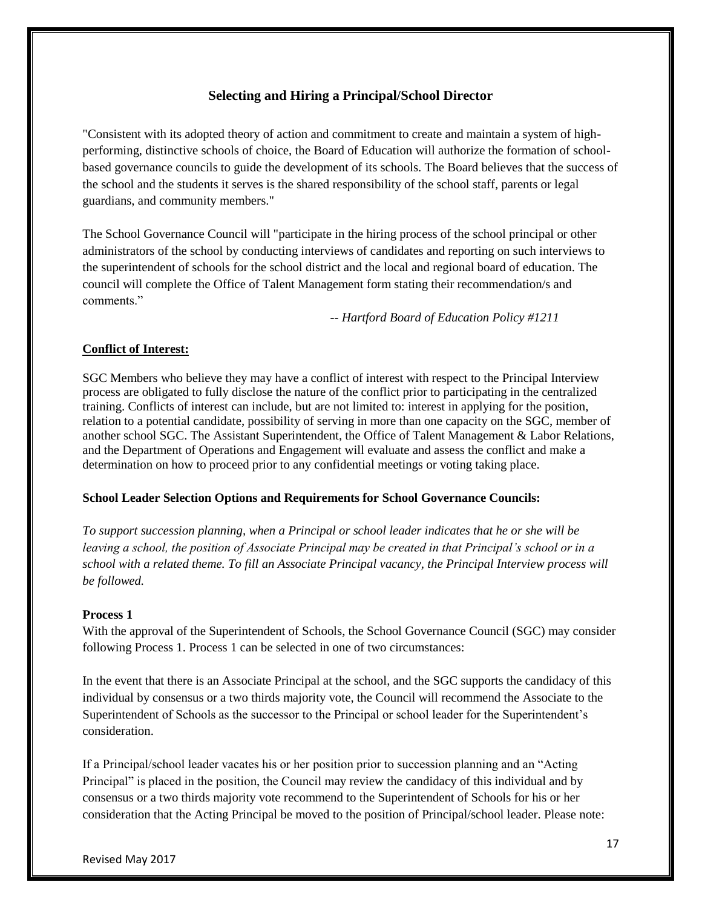## Selecting and Hiring a Principal/School Director

"Consistent with its adopted theory of action and commitment to create and maintain a system of high-performing, distinctive schools of choice, the Board of Education will authorize the formation of school-based governance councils to guide the development of its schools. The Board believes that the success of the school and the students it serves is the shared responsibility of the school staff, parents or legal guardians, and community members."

The School Governance Council will "participate in the hiring process of the school principal or other administrators of the school by conducting interviews of candidates and reporting on such interviews to the superintendent of schools for the school district and the local and regional board of education. The council will complete the Office of Talent Management form stating their recommendation/s and comments."

*-- Hartford Board of Education Policy #1211*

**<u>Conflict of Interest:</u>**

SGC Members who believe they may have a conflict of interest with respect to the Principal Interview process are obligated to fully disclose the nature of the conflict prior to participating in the centralized training. Conflicts of interest can include, but are not limited to: interest in applying for the position, relation to a potential candidate, possibility of serving in more than one capacity on the SGC, member of another school SGC. The Assistant Superintendent, the Office of Talent Management & Labor Relations, and the Department of Operations and Engagement will evaluate and assess the conflict and make a determination on how to proceed prior to any confidential meetings or voting taking place.

**School Leader Selection Options and Requirements for School Governance Councils:**

*To support succession planning, when a Principal or school leader indicates that he or she will be leaving a school, the position of Associate Principal may be created in that Principal's school or in a school with a related theme. To fill an Associate Principal vacancy, the Principal Interview process will be followed.*

**Process 1**

With the approval of the Superintendent of Schools, the School Governance Council (SGC) may consider following Process 1. Process 1 can be selected in one of two circumstances:

In the event that there is an Associate Principal at the school, and the SGC supports the candidacy of this individual by consensus or a two thirds majority vote, the Council will recommend the Associate to the Superintendent of Schools as the successor to the Principal or school leader for the Superintendent's consideration.

If a Principal/school leader vacates his or her position prior to succession planning and an "Acting Principal" is placed in the position, the Council may review the candidacy of this individual and by consensus or a two thirds majority vote recommend to the Superintendent of Schools for his or her consideration that the Acting Principal be moved to the position of Principal/school leader. Please note: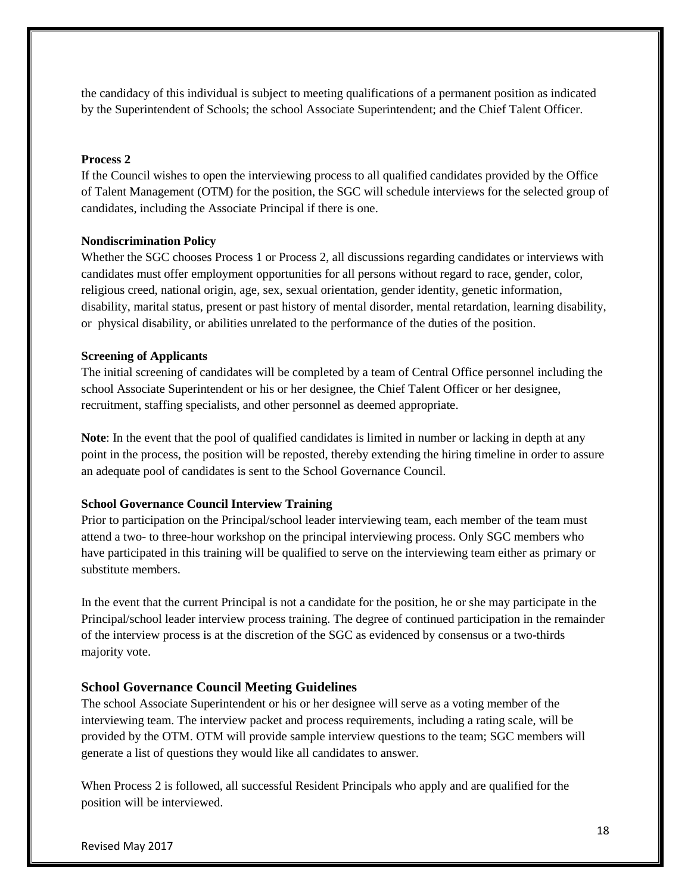the candidacy of this individual is subject to meeting qualifications of a permanent position as indicated by the Superintendent of Schools; the school Associate Superintendent; and the Chief Talent Officer.

**Process 2**

If the Council wishes to open the interviewing process to all qualified candidates provided by the Office of Talent Management (OTM) for the position, the SGC will schedule interviews for the selected group of candidates, including the Associate Principal if there is one.

**Nondiscrimination Policy**

Whether the SGC chooses Process 1 or Process 2, all discussions regarding candidates or interviews with candidates must offer employment opportunities for all persons without regard to race, gender, color, religious creed, national origin, age, sex, sexual orientation, gender identity, genetic information, disability, marital status, present or past history of mental disorder, mental retardation, learning disability, or physical disability, or abilities unrelated to the performance of the duties of the position.

**Screening of Applicants**

The initial screening of candidates will be completed by a team of Central Office personnel including the school Associate Superintendent or his or her designee, the Chief Talent Officer or her designee, recruitment, staffing specialists, and other personnel as deemed appropriate.

**Note**: In the event that the pool of qualified candidates is limited in number or lacking in depth at any point in the process, the position will be reposted, thereby extending the hiring timeline in order to assure an adequate pool of candidates is sent to the School Governance Council.

**School Governance Council Interview Training**

Prior to participation on the Principal/school leader interviewing team, each member of the team must attend a two- to three-hour workshop on the principal interviewing process. Only SGC members who have participated in this training will be qualified to serve on the interviewing team either as primary or substitute members.

In the event that the current Principal is not a candidate for the position, he or she may participate in the Principal/school leader interview process training. The degree of continued participation in the remainder of the interview process is at the discretion of the SGC as evidenced by consensus or a two-thirds majority vote.

## School Governance Council Meeting Guidelines

The school Associate Superintendent or his or her designee will serve as a voting member of the interviewing team. The interview packet and process requirements, including a rating scale, will be provided by the OTM. OTM will provide sample interview questions to the team; SGC members will generate a list of questions they would like all candidates to answer.

When Process 2 is followed, all successful Resident Principals who apply and are qualified for the position will be interviewed.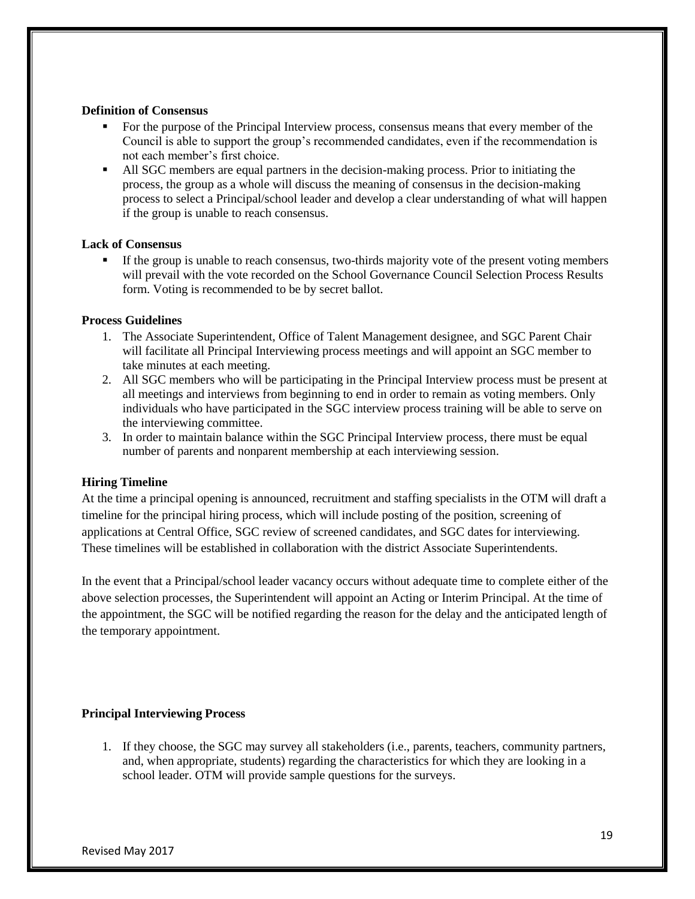**Definition of Consensus**

- For the purpose of the Principal Interview process, consensus means that every member of the Council is able to support the group's recommended candidates, even if the recommendation is not each member's first choice.
- All SGC members are equal partners in the decision-making process. Prior to initiating the process, the group as a whole will discuss the meaning of consensus in the decision-making process to select a Principal/school leader and develop a clear understanding of what will happen if the group is unable to reach consensus.

**Lack of Consensus**

- If the group is unable to reach consensus, two-thirds majority vote of the present voting members will prevail with the vote recorded on the School Governance Council Selection Process Results form. Voting is recommended to be by secret ballot.

**Process Guidelines**

1. The Associate Superintendent, Office of Talent Management designee, and SGC Parent Chair will facilitate all Principal Interviewing process meetings and will appoint an SGC member to take minutes at each meeting.
2. All SGC members who will be participating in the Principal Interview process must be present at all meetings and interviews from beginning to end in order to remain as voting members. Only individuals who have participated in the SGC interview process training will be able to serve on the interviewing committee.
3. In order to maintain balance within the SGC Principal Interview process, there must be equal number of parents and nonparent membership at each interviewing session.

**Hiring Timeline**

At the time a principal opening is announced, recruitment and staffing specialists in the OTM will draft a timeline for the principal hiring process, which will include posting of the position, screening of applications at Central Office, SGC review of screened candidates, and SGC dates for interviewing. These timelines will be established in collaboration with the district Associate Superintendents.

In the event that a Principal/school leader vacancy occurs without adequate time to complete either of the above selection processes, the Superintendent will appoint an Acting or Interim Principal. At the time of the appointment, the SGC will be notified regarding the reason for the delay and the anticipated length of the temporary appointment.

**Principal Interviewing Process**

1. If they choose, the SGC may survey all stakeholders (i.e., parents, teachers, community partners, and, when appropriate, students) regarding the characteristics for which they are looking in a school leader. OTM will provide sample questions for the surveys.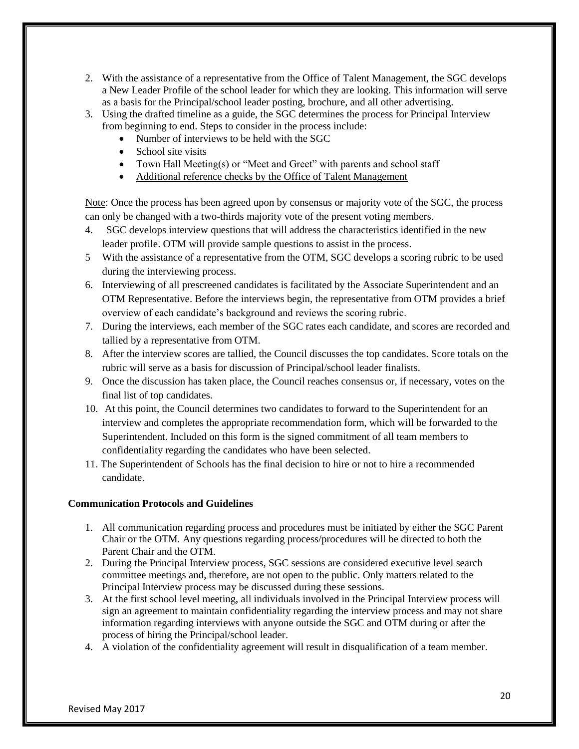2. With the assistance of a representative from the Office of Talent Management, the SGC develops a New Leader Profile of the school leader for which they are looking. This information will serve as a basis for the Principal/school leader posting, brochure, and all other advertising.
3. Using the drafted timeline as a guide, the SGC determines the process for Principal Interview from beginning to end. Steps to consider in the process include:
   - Number of interviews to be held with the SGC
   - School site visits
   - Town Hall Meeting(s) or "Meet and Greet" with parents and school staff
   - Additional reference checks by the Office of Talent Management

   Note: Once the process has been agreed upon by consensus or majority vote of the SGC, the process can only be changed with a two-thirds majority vote of the present voting members.
4. SGC develops interview questions that will address the characteristics identified in the new leader profile. OTM will provide sample questions to assist in the process.
5. With the assistance of a representative from the OTM, SGC develops a scoring rubric to be used during the interviewing process.
6. Interviewing of all prescreened candidates is facilitated by the Associate Superintendent and an OTM Representative. Before the interviews begin, the representative from OTM provides a brief overview of each candidate's background and reviews the scoring rubric.
7. During the interviews, each member of the SGC rates each candidate, and scores are recorded and tallied by a representative from OTM.
8. After the interview scores are tallied, the Council discusses the top candidates. Score totals on the rubric will serve as a basis for discussion of Principal/school leader finalists.
9. Once the discussion has taken place, the Council reaches consensus or, if necessary, votes on the final list of top candidates.
10. At this point, the Council determines two candidates to forward to the Superintendent for an interview and completes the appropriate recommendation form, which will be forwarded to the Superintendent. Included on this form is the signed commitment of all team members to confidentiality regarding the candidates who have been selected.
11. The Superintendent of Schools has the final decision to hire or not to hire a recommended candidate.

**Communication Protocols and Guidelines**

1. All communication regarding process and procedures must be initiated by either the SGC Parent Chair or the OTM. Any questions regarding process/procedures will be directed to both the Parent Chair and the OTM.
2. During the Principal Interview process, SGC sessions are considered executive level search committee meetings and, therefore, are not open to the public. Only matters related to the Principal Interview process may be discussed during these sessions.
3. At the first school level meeting, all individuals involved in the Principal Interview process will sign an agreement to maintain confidentiality regarding the interview process and may not share information regarding interviews with anyone outside the SGC and OTM during or after the process of hiring the Principal/school leader.
4. A violation of the confidentiality agreement will result in disqualification of a team member.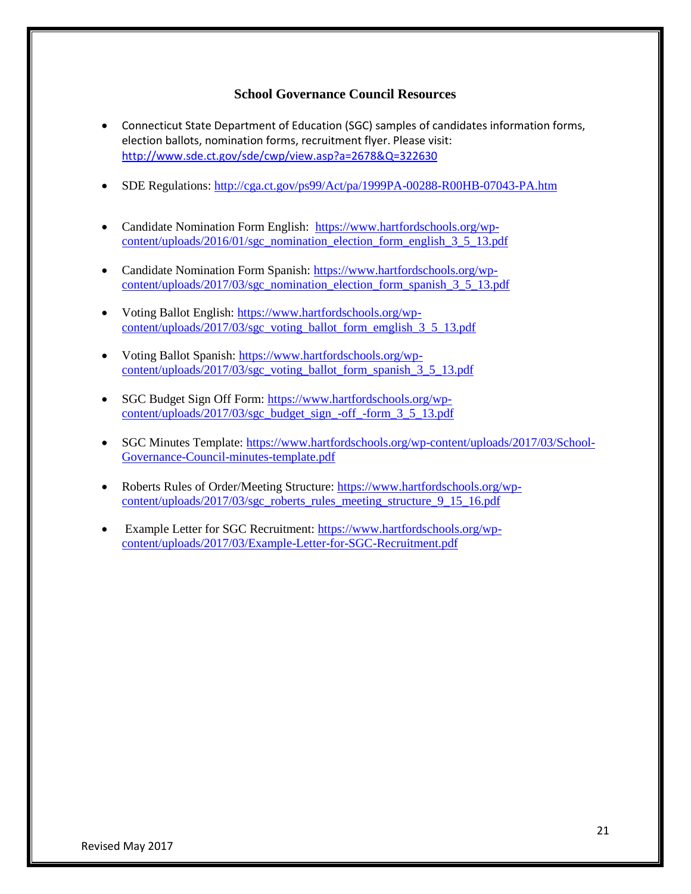## School Governance Council Resources

- Connecticut State Department of Education (SGC) samples of candidates information forms, election ballots, nomination forms, recruitment flyer. Please visit: http://www.sde.ct.gov/sde/cwp/view.asp?a=2678&Q=322630
- SDE Regulations: http://cga.ct.gov/ps99/Act/pa/1999PA-00288-R00HB-07043-PA.htm
- Candidate Nomination Form English: https://www.hartfordschools.org/wp-content/uploads/2016/01/sgc_nomination_election_form_english_3_5_13.pdf
- Candidate Nomination Form Spanish: https://www.hartfordschools.org/wp-content/uploads/2017/03/sgc_nomination_election_form_spanish_3_5_13.pdf
- Voting Ballot English: https://www.hartfordschools.org/wp-content/uploads/2017/03/sgc_voting_ballot_form_emglish_3_5_13.pdf
- Voting Ballot Spanish: https://www.hartfordschools.org/wp-content/uploads/2017/03/sgc_voting_ballot_form_spanish_3_5_13.pdf
- SGC Budget Sign Off Form: https://www.hartfordschools.org/wp-content/uploads/2017/03/sgc_budget_sign_-off_-form_3_5_13.pdf
- SGC Minutes Template: https://www.hartfordschools.org/wp-content/uploads/2017/03/School-Governance-Council-minutes-template.pdf
- Roberts Rules of Order/Meeting Structure: https://www.hartfordschools.org/wp-content/uploads/2017/03/sgc_roberts_rules_meeting_structure_9_15_16.pdf
- Example Letter for SGC Recruitment: https://www.hartfordschools.org/wp-content/uploads/2017/03/Example-Letter-for-SGC-Recruitment.pdf

Revised May 2017